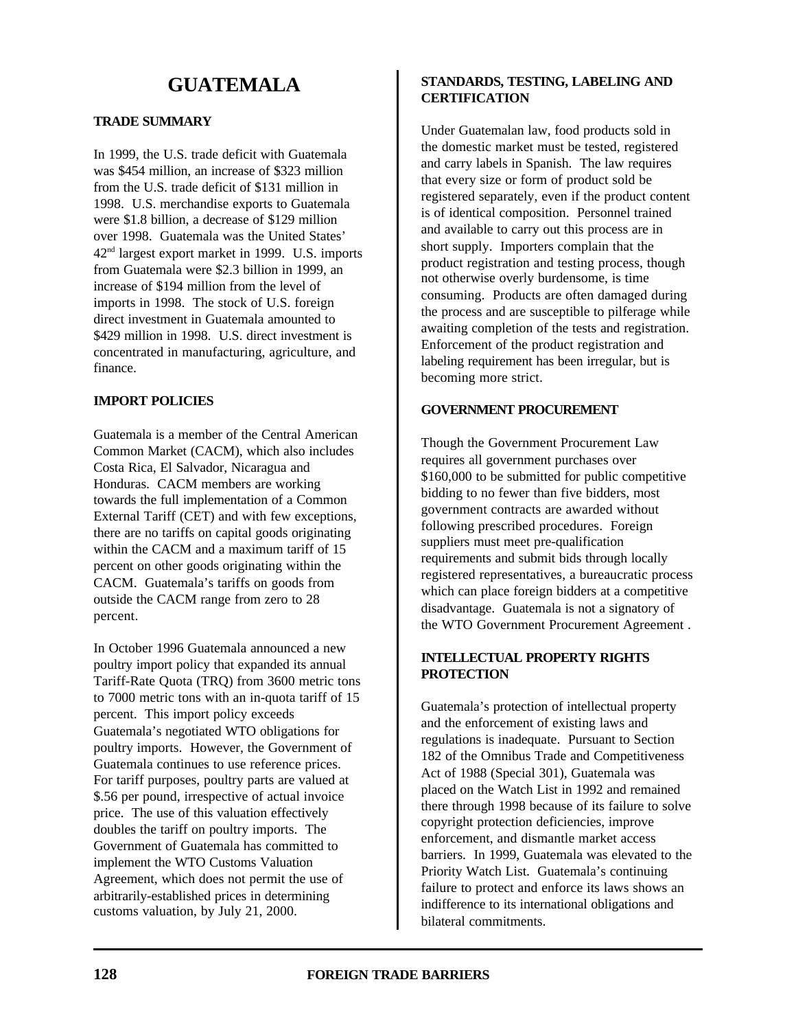# GUATEMALA

## TRADE SUMMARY

In 1999, the U.S. trade deficit with Guatemala was $454 million, an increase of $323 million from the U.S. trade deficit of $131 million in 1998. U.S. merchandise exports to Guatemala were $1.8 billion, a decrease of $129 million over 1998. Guatemala was the United States' 42nd largest export market in 1999. U.S. imports from Guatemala were $2.3 billion in 1999, an increase of $194 million from the level of imports in 1998. The stock of U.S. foreign direct investment in Guatemala amounted to $429 million in 1998. U.S. direct investment is concentrated in manufacturing, agriculture, and finance.

## IMPORT POLICIES

Guatemala is a member of the Central American Common Market (CACM), which also includes Costa Rica, El Salvador, Nicaragua and Honduras. CACM members are working towards the full implementation of a Common External Tariff (CET) and with few exceptions, there are no tariffs on capital goods originating within the CACM and a maximum tariff of 15 percent on other goods originating within the CACM. Guatemala's tariffs on goods from outside the CACM range from zero to 28 percent.

In October 1996 Guatemala announced a new poultry import policy that expanded its annual Tariff-Rate Quota (TRQ) from 3600 metric tons to 7000 metric tons with an in-quota tariff of 15 percent. This import policy exceeds Guatemala's negotiated WTO obligations for poultry imports. However, the Government of Guatemala continues to use reference prices. For tariff purposes, poultry parts are valued at $.56 per pound, irrespective of actual invoice price. The use of this valuation effectively doubles the tariff on poultry imports. The Government of Guatemala has committed to implement the WTO Customs Valuation Agreement, which does not permit the use of arbitrarily-established prices in determining customs valuation, by July 21, 2000.

## STANDARDS, TESTING, LABELING AND CERTIFICATION

Under Guatemalan law, food products sold in the domestic market must be tested, registered and carry labels in Spanish. The law requires that every size or form of product sold be registered separately, even if the product content is of identical composition. Personnel trained and available to carry out this process are in short supply. Importers complain that the product registration and testing process, though not otherwise overly burdensome, is time consuming. Products are often damaged during the process and are susceptible to pilferage while awaiting completion of the tests and registration. Enforcement of the product registration and labeling requirement has been irregular, but is becoming more strict.

## GOVERNMENT PROCUREMENT

Though the Government Procurement Law requires all government purchases over $160,000 to be submitted for public competitive bidding to no fewer than five bidders, most government contracts are awarded without following prescribed procedures. Foreign suppliers must meet pre-qualification requirements and submit bids through locally registered representatives, a bureaucratic process which can place foreign bidders at a competitive disadvantage. Guatemala is not a signatory of the WTO Government Procurement Agreement .

## INTELLECTUAL PROPERTY RIGHTS PROTECTION

Guatemala's protection of intellectual property and the enforcement of existing laws and regulations is inadequate. Pursuant to Section 182 of the Omnibus Trade and Competitiveness Act of 1988 (Special 301), Guatemala was placed on the Watch List in 1992 and remained there through 1998 because of its failure to solve copyright protection deficiencies, improve enforcement, and dismantle market access barriers. In 1999, Guatemala was elevated to the Priority Watch List. Guatemala's continuing failure to protect and enforce its laws shows an indifference to its international obligations and bilateral commitments.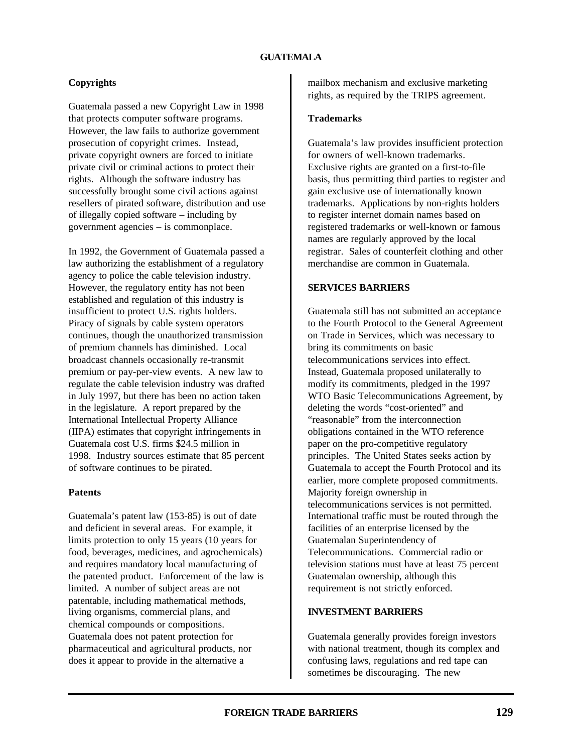### Copyrights

Guatemala passed a new Copyright Law in 1998 that protects computer software programs. However, the law fails to authorize government prosecution of copyright crimes. Instead, private copyright owners are forced to initiate private civil or criminal actions to protect their rights. Although the software industry has successfully brought some civil actions against resellers of pirated software, distribution and use of illegally copied software – including by government agencies – is commonplace.

In 1992, the Government of Guatemala passed a law authorizing the establishment of a regulatory agency to police the cable television industry. However, the regulatory entity has not been established and regulation of this industry is insufficient to protect U.S. rights holders. Piracy of signals by cable system operators continues, though the unauthorized transmission of premium channels has diminished. Local broadcast channels occasionally re-transmit premium or pay-per-view events. A new law to regulate the cable television industry was drafted in July 1997, but there has been no action taken in the legislature. A report prepared by the International Intellectual Property Alliance (IIPA) estimates that copyright infringements in Guatemala cost U.S. firms $24.5 million in 1998. Industry sources estimate that 85 percent of software continues to be pirated.

### Patents

Guatemala's patent law (153-85) is out of date and deficient in several areas. For example, it limits protection to only 15 years (10 years for food, beverages, medicines, and agrochemicals) and requires mandatory local manufacturing of the patented product. Enforcement of the law is limited. A number of subject areas are not patentable, including mathematical methods, living organisms, commercial plans, and chemical compounds or compositions. Guatemala does not patent protection for pharmaceutical and agricultural products, nor does it appear to provide in the alternative a mailbox mechanism and exclusive marketing rights, as required by the TRIPS agreement.

### Trademarks

Guatemala's law provides insufficient protection for owners of well-known trademarks. Exclusive rights are granted on a first-to-file basis, thus permitting third parties to register and gain exclusive use of internationally known trademarks. Applications by non-rights holders to register internet domain names based on registered trademarks or well-known or famous names are regularly approved by the local registrar. Sales of counterfeit clothing and other merchandise are common in Guatemala.

## SERVICES BARRIERS

Guatemala still has not submitted an acceptance to the Fourth Protocol to the General Agreement on Trade in Services, which was necessary to bring its commitments on basic telecommunications services into effect. Instead, Guatemala proposed unilaterally to modify its commitments, pledged in the 1997 WTO Basic Telecommunications Agreement, by deleting the words "cost-oriented" and "reasonable" from the interconnection obligations contained in the WTO reference paper on the pro-competitive regulatory principles. The United States seeks action by Guatemala to accept the Fourth Protocol and its earlier, more complete proposed commitments. Majority foreign ownership in telecommunications services is not permitted. International traffic must be routed through the facilities of an enterprise licensed by the Guatemalan Superintendency of Telecommunications. Commercial radio or television stations must have at least 75 percent Guatemalan ownership, although this requirement is not strictly enforced.

## INVESTMENT BARRIERS

Guatemala generally provides foreign investors with national treatment, though its complex and confusing laws, regulations and red tape can sometimes be discouraging. The new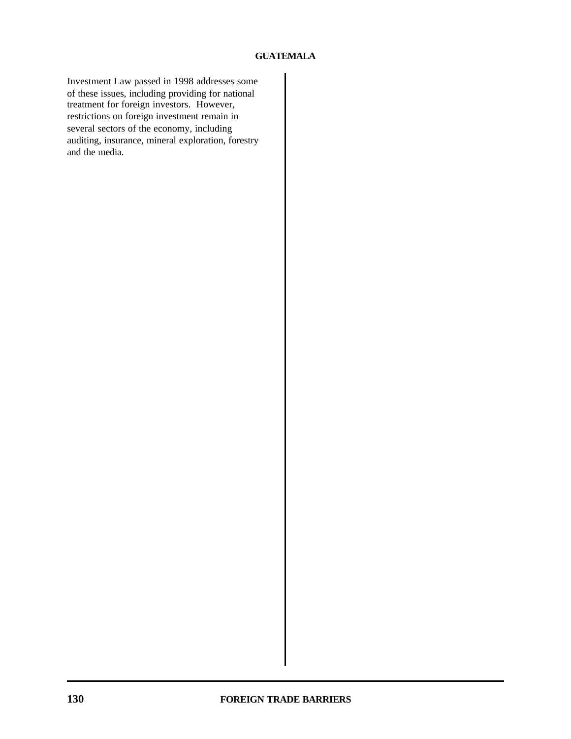Investment Law passed in 1998 addresses some of these issues, including providing for national treatment for foreign investors. However, restrictions on foreign investment remain in several sectors of the economy, including auditing, insurance, mineral exploration, forestry and the media.